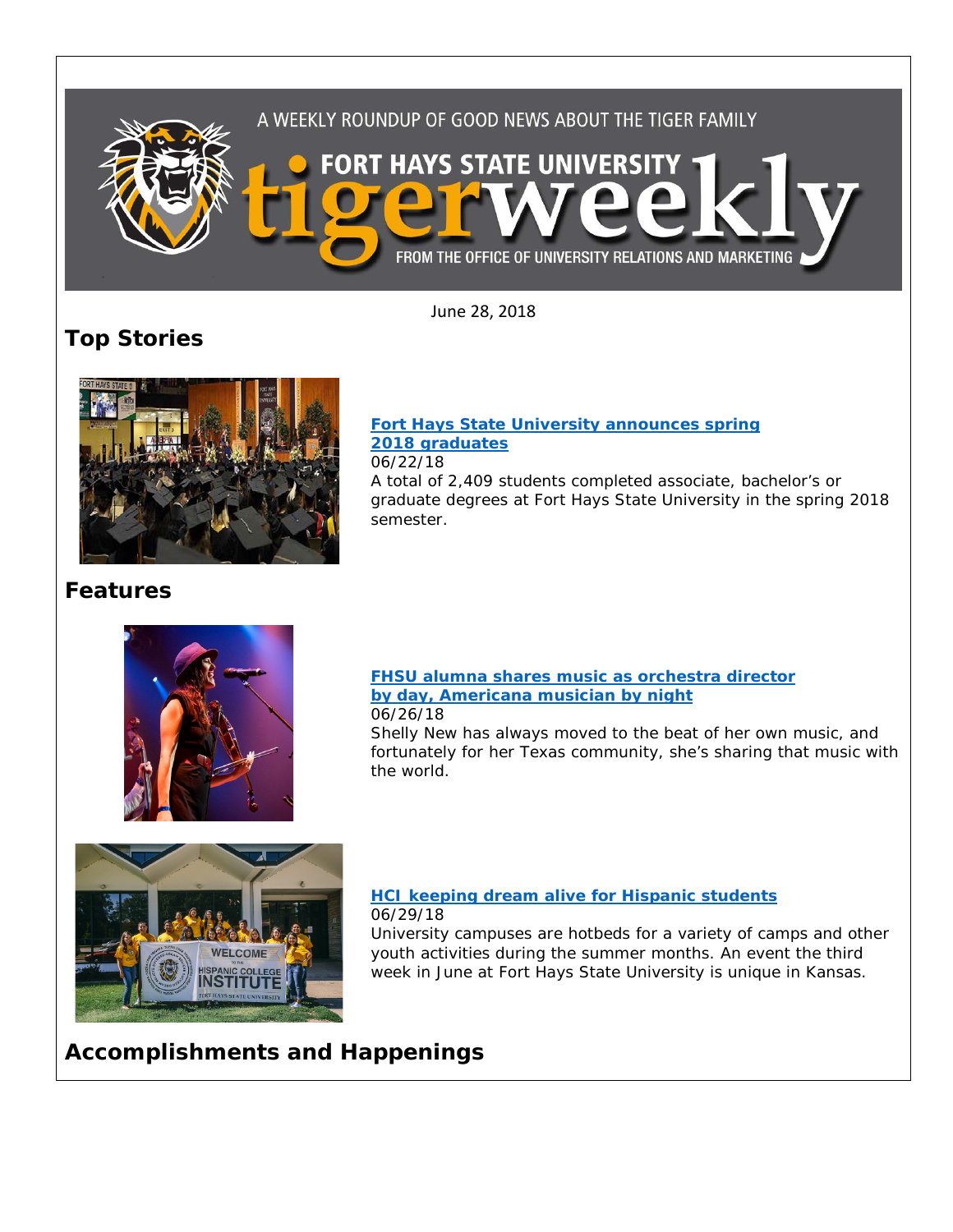A WEEKLY ROUNDUP OF GOOD NEWS ABOUT THE TIGER FAMILY

# FORT HAYS STATE UNIVERSITY tigerweekly

FROM THE OFFICE OF UNIVERSITY RELATIONS AND MARKETING

June 28, 2018

## Top Stories

**Fort Hays State University announces spring 2018 graduates**
06/22/18
A total of 2,409 students completed associate, bachelor's or graduate degrees at Fort Hays State University in the spring 2018 semester.

## Features

**FHSU alumna shares music as orchestra director by day, Americana musician by night**
06/26/18
Shelly New has always moved to the beat of her own music, and fortunately for her Texas community, she's sharing that music with the world.

**HCI keeping dream alive for Hispanic students**
06/29/18
University campuses are hotbeds for a variety of camps and other youth activities during the summer months. An event the third week in June at Fort Hays State University is unique in Kansas.

## Accomplishments and Happenings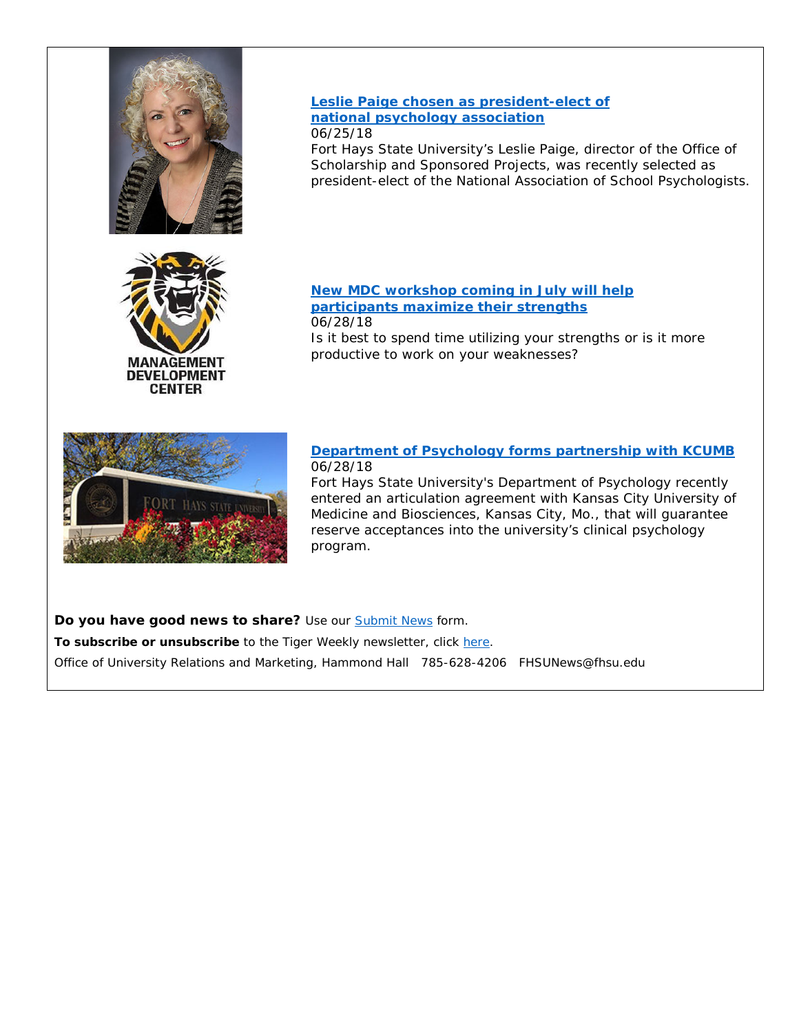**Leslie Paige chosen as president-elect of national psychology association**
06/25/18
Fort Hays State University's Leslie Paige, director of the Office of Scholarship and Sponsored Projects, was recently selected as president-elect of the National Association of School Psychologists.

MANAGEMENT DEVELOPMENT CENTER

**New MDC workshop coming in July will help participants maximize their strengths**
06/28/18
Is it best to spend time utilizing your strengths or is it more productive to work on your weaknesses?

**Department of Psychology forms partnership with KCUMB**
06/28/18
Fort Hays State University's Department of Psychology recently entered an articulation agreement with Kansas City University of Medicine and Biosciences, Kansas City, Mo., that will guarantee reserve acceptances into the university's clinical psychology program.

**Do you have good news to share?** Use our Submit News form.

**To subscribe or unsubscribe** to the Tiger Weekly newsletter, click here.

Office of University Relations and Marketing, Hammond Hall 785-628-4206 FHSUNews@fhsu.edu